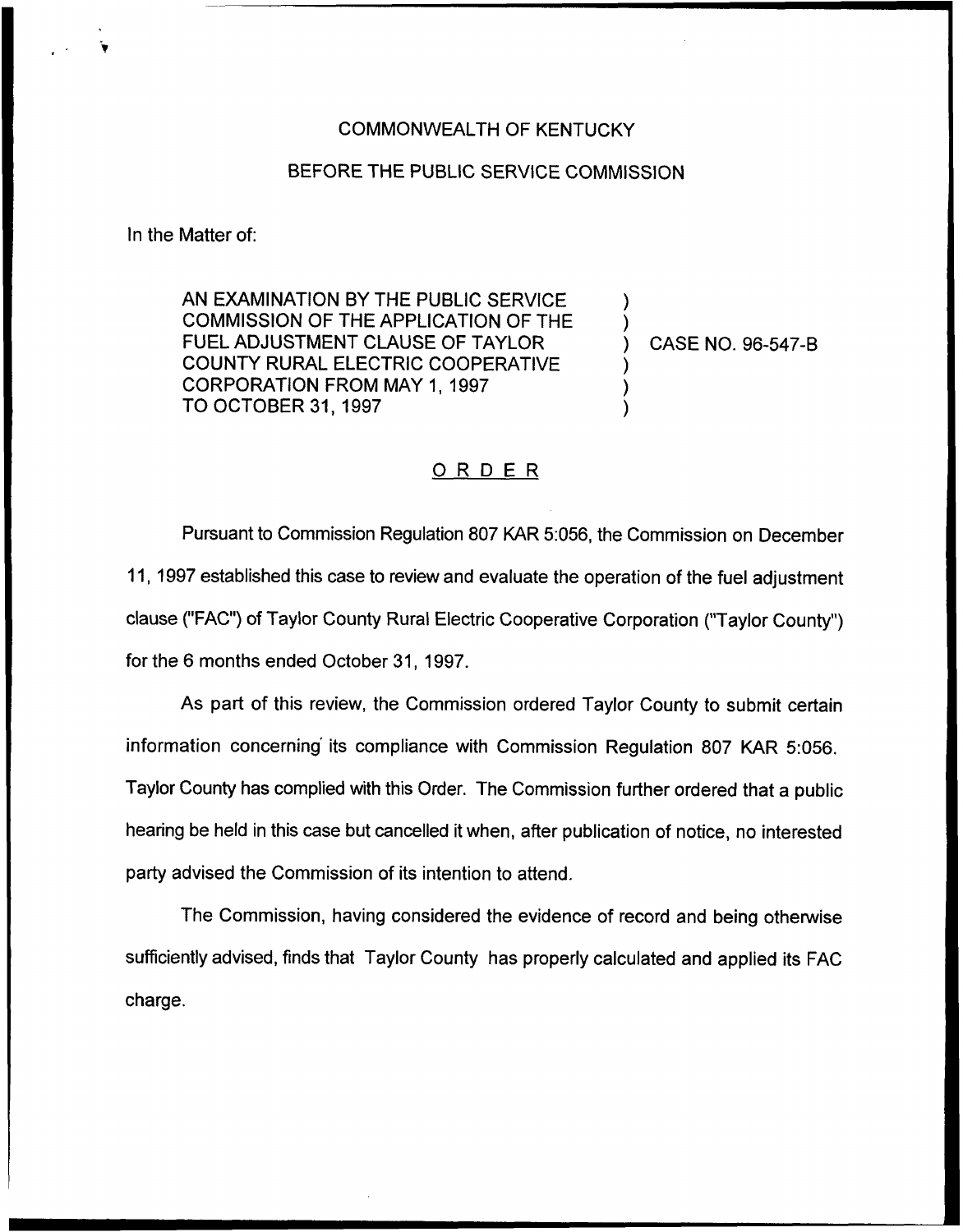COMMONWEALTH OF KENTUCKY

BEFORE THE PUBLIC SERVICE COMMISSION

In the Matter of:

AN EXAMINATION BY THE PUBLIC SERVICE COMMISSION OF THE APPLICATION OF THE FUEL ADJUSTMENT CLAUSE OF TAYLOR COUNTY RURAL ELECTRIC COOPERATIVE CORPORATION FROM MAY 1, 1997 TO OCTOBER 31, 1997 ) CASE NO. 96-547-B

## ORDER

Pursuant to Commission Regulation 807 KAR 5:056, the Commission on December 11, 1997 established this case to review and evaluate the operation of the fuel adjustment clause ("FAC") of Taylor County Rural Electric Cooperative Corporation ("Taylor County") for the 6 months ended October 31, 1997.

As part of this review, the Commission ordered Taylor County to submit certain information concerning its compliance with Commission Regulation 807 KAR 5:056. Taylor County has complied with this Order. The Commission further ordered that a public hearing be held in this case but cancelled it when, after publication of notice, no interested party advised the Commission of its intention to attend.

The Commission, having considered the evidence of record and being otherwise sufficiently advised, finds that Taylor County has properly calculated and applied its FAC charge.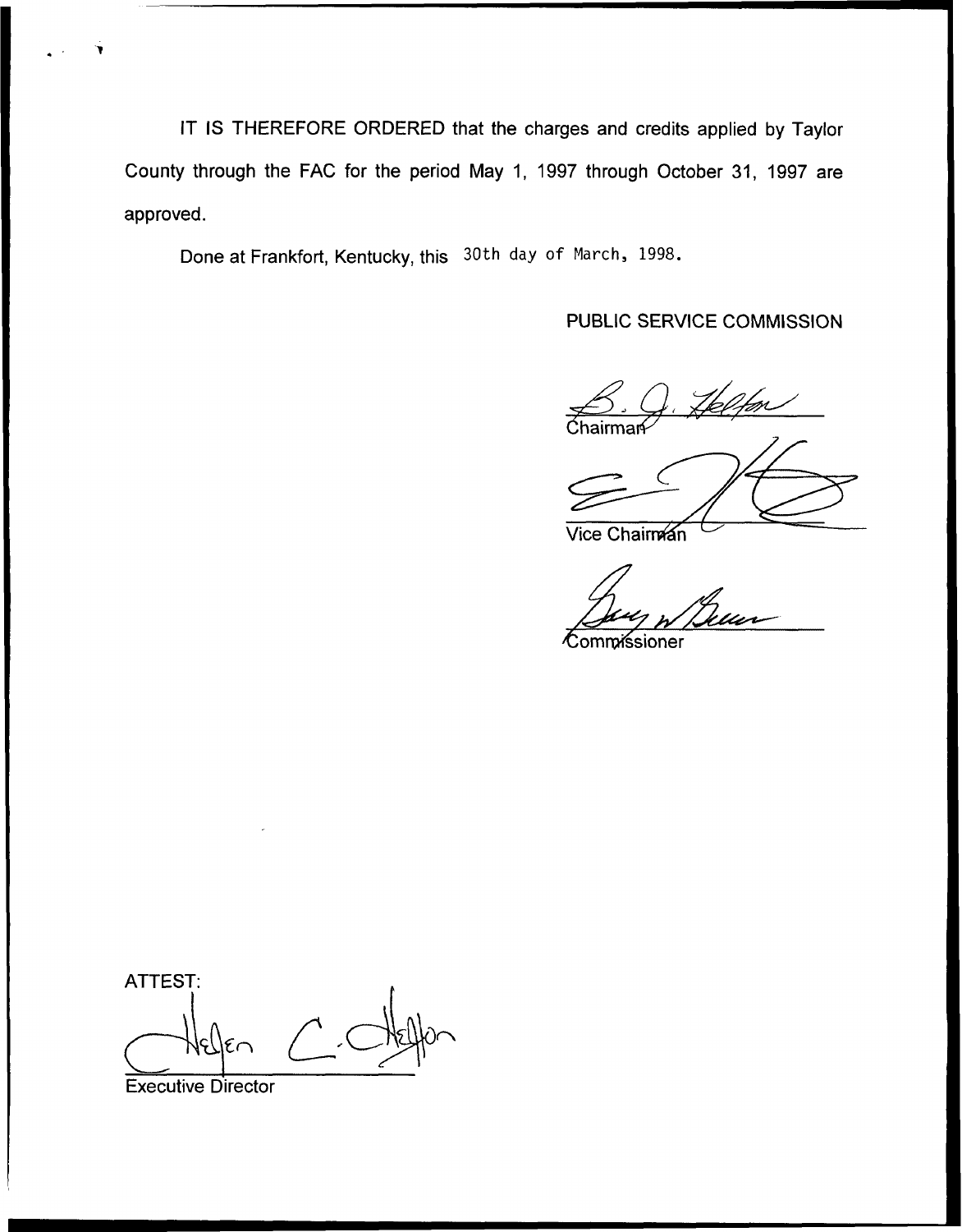IT IS THEREFORE ORDERED that the charges and credits applied by Taylor County through the FAC for the period May 1, 1997 through October 31, 1997 are approved.

Done at Frankfort, Kentucky, this 30th day of March, 1998.

PUBLIC SERVICE COMMISSION

Chairman

Vice Chairman

Commissioner

ATTEST:

Executive Director